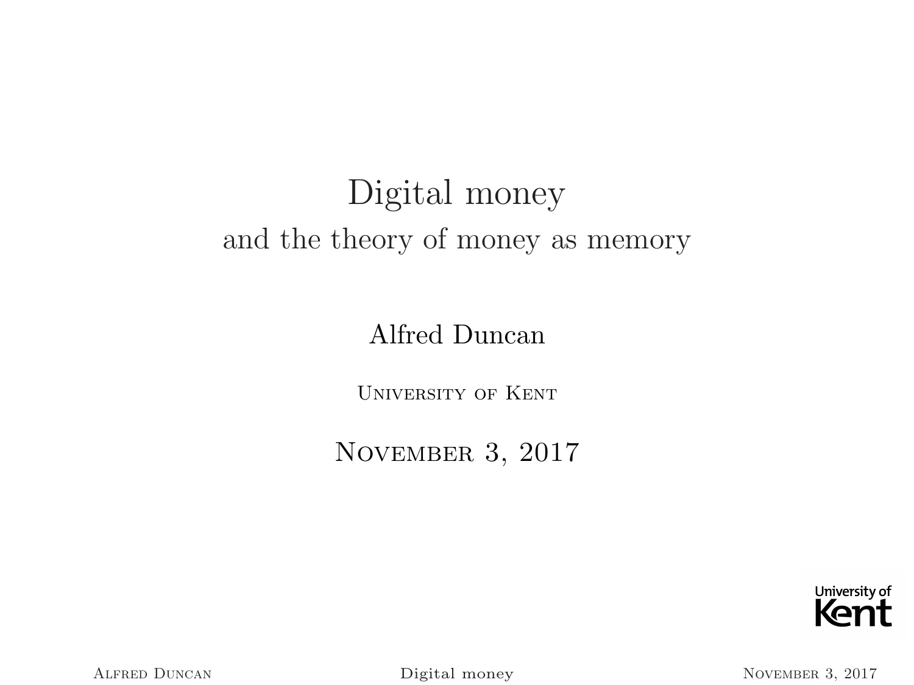# Digital money

## and the theory of money as memory

Alfred Duncan

University of Kent

November 3, 2017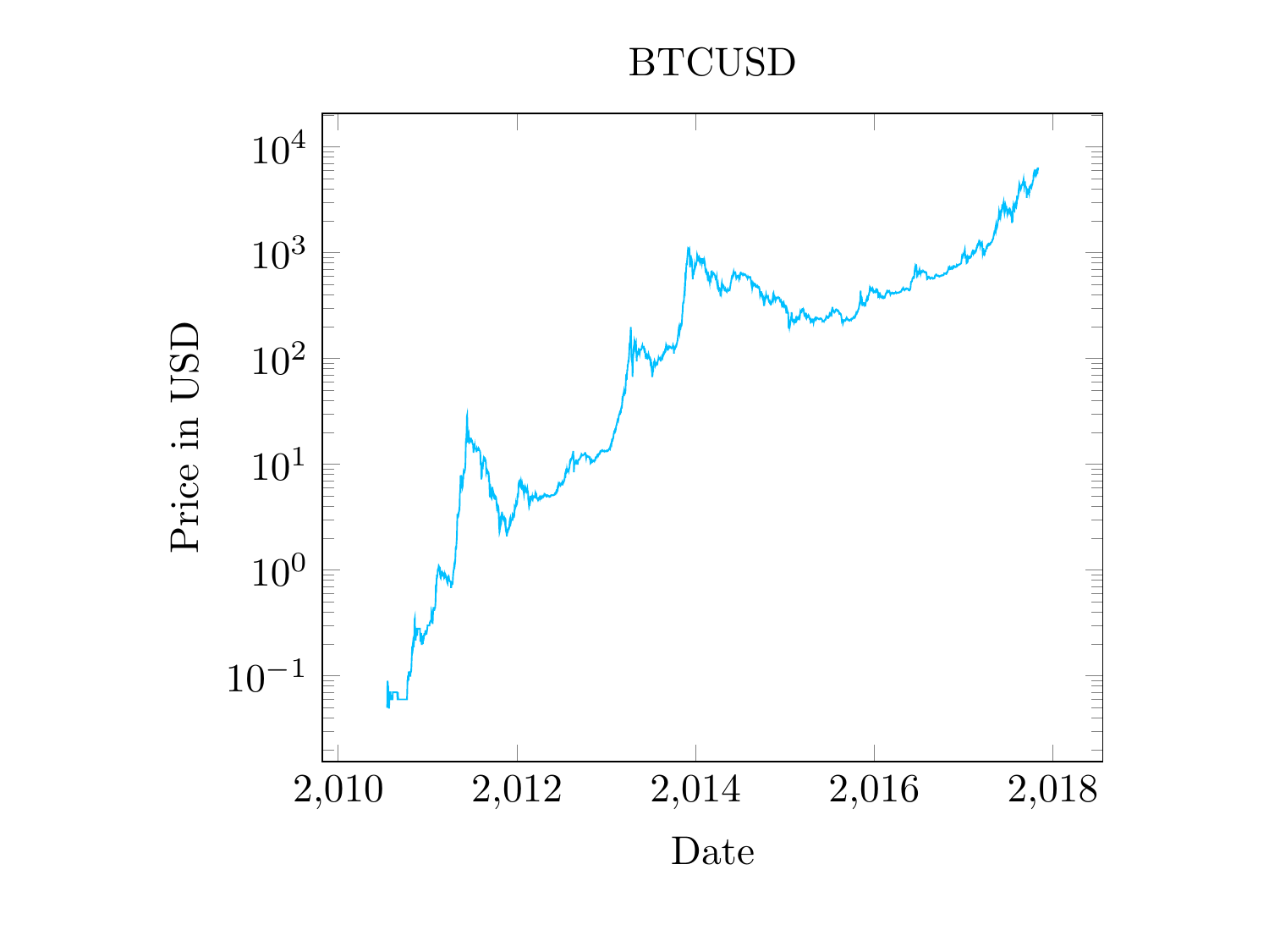BTCUSD

Price in USD

Date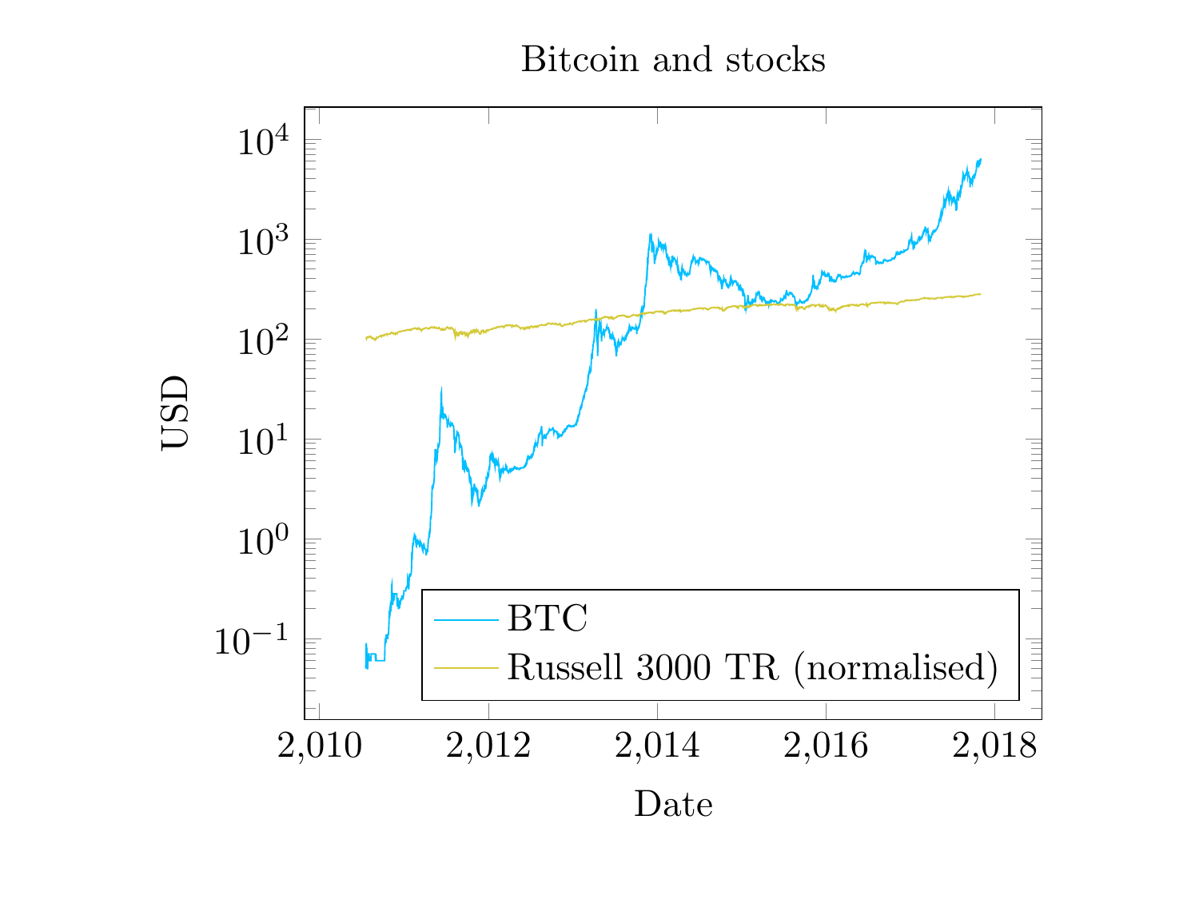Bitcoin and stocks

USD

Date

BTC

Russell 3000 TR (normalised)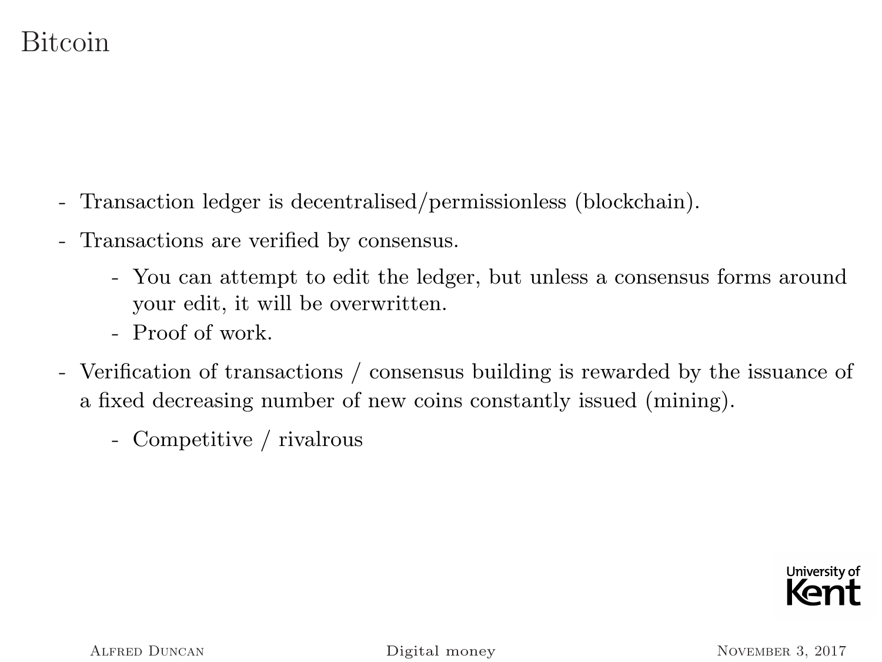# Bitcoin

- Transaction ledger is decentralised/permissionless (blockchain).
- Transactions are verified by consensus.
  - You can attempt to edit the ledger, but unless a consensus forms around your edit, it will be overwritten.
  - Proof of work.
- Verification of transactions / consensus building is rewarded by the issuance of a fixed decreasing number of new coins constantly issued (mining).
  - Competitive / rivalrous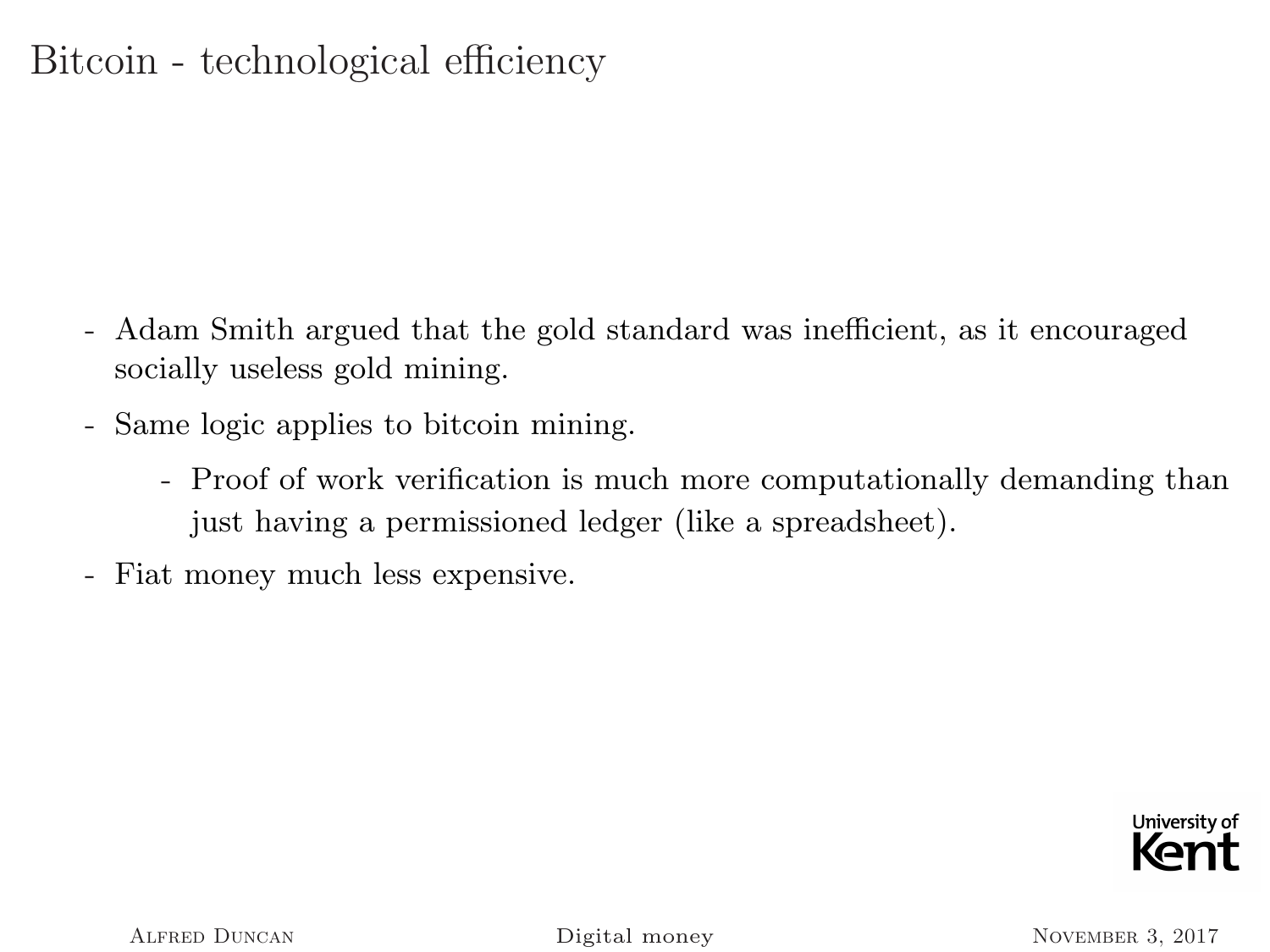# Bitcoin - technological efficiency

- Adam Smith argued that the gold standard was inefficient, as it encouraged socially useless gold mining.
- Same logic applies to bitcoin mining.
    - Proof of work verification is much more computationally demanding than just having a permissioned ledger (like a spreadsheet).
- Fiat money much less expensive.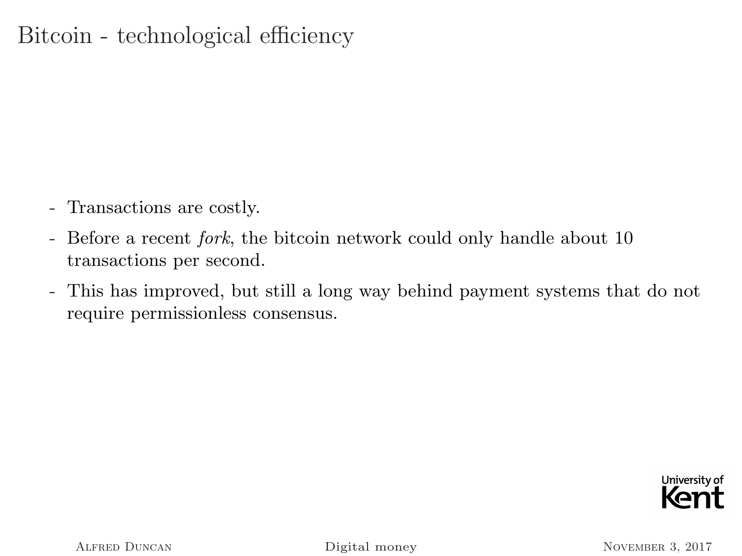# Bitcoin - technological efficiency

- Transactions are costly.
- Before a recent *fork*, the bitcoin network could only handle about 10 transactions per second.
- This has improved, but still a long way behind payment systems that do not require permissionless consensus.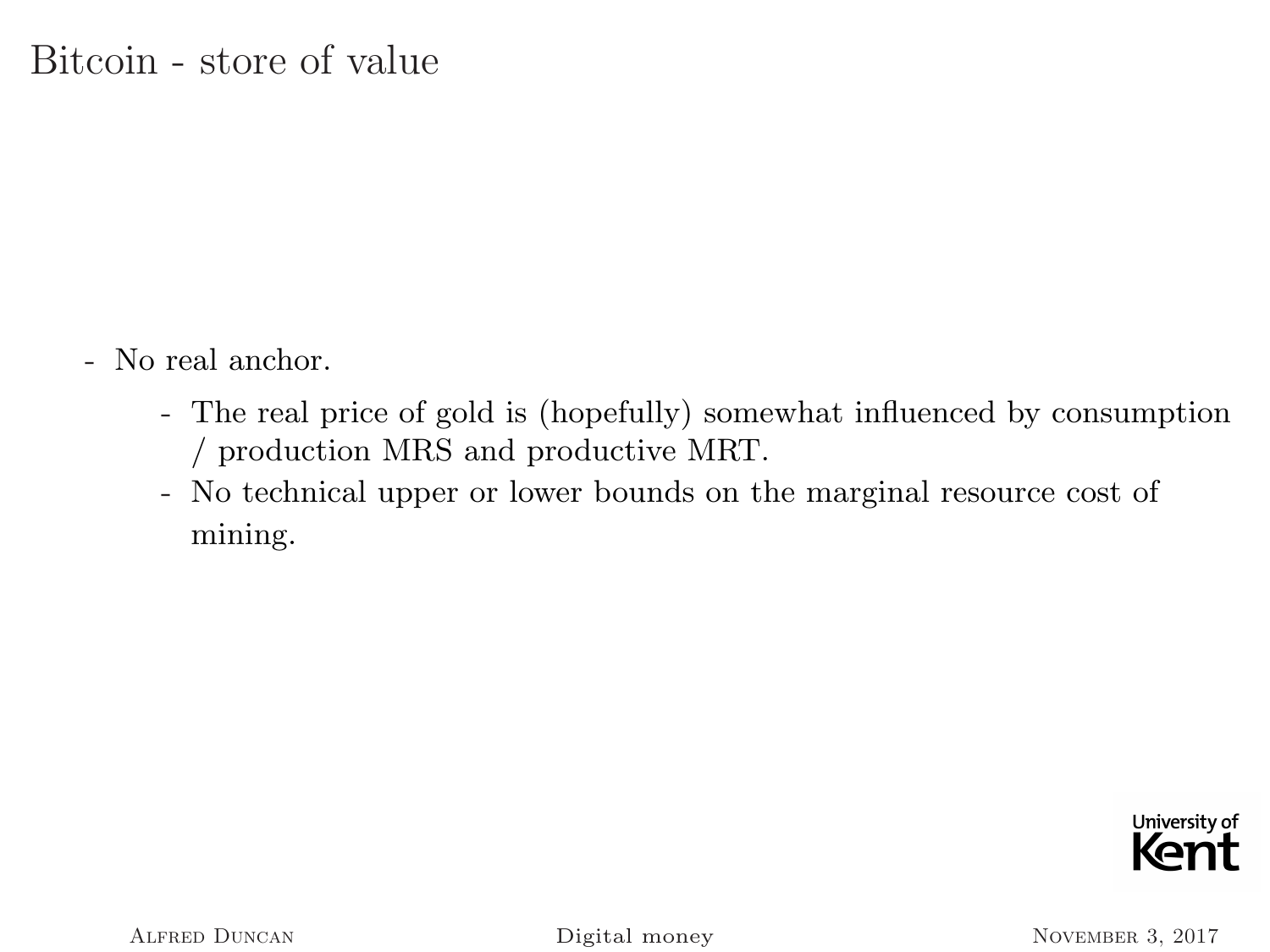# Bitcoin - store of value

- No real anchor.
  - The real price of gold is (hopefully) somewhat influenced by consumption / production MRS and productive MRT.
  - No technical upper or lower bounds on the marginal resource cost of mining.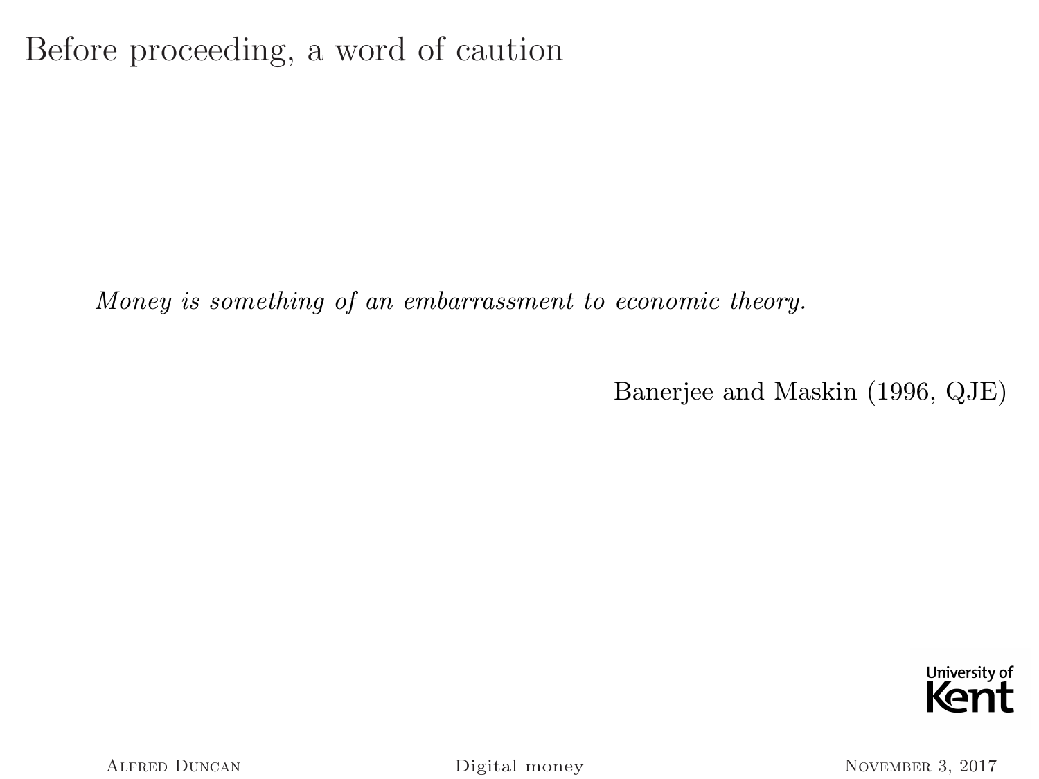# Before proceeding, a word of caution

> *Money is something of an embarrassment to economic theory.*
>
> Banerjee and Maskin (1996, QJE)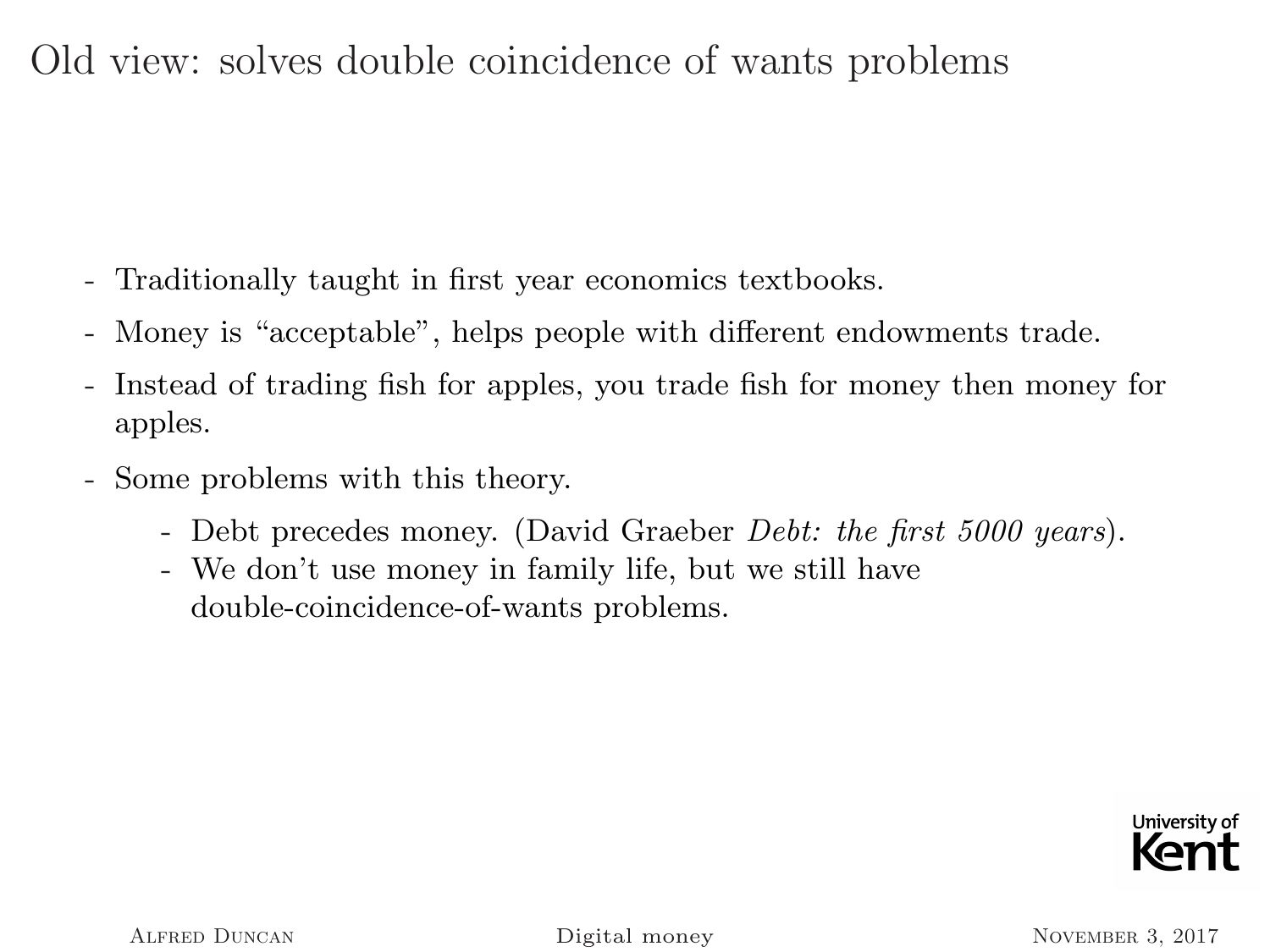# Old view: solves double coincidence of wants problems

- Traditionally taught in first year economics textbooks.
- Money is “acceptable”, helps people with different endowments trade.
- Instead of trading fish for apples, you trade fish for money then money for apples.
- Some problems with this theory.
  - Debt precedes money. (David Graeber *Debt: the first 5000 years*).
  - We don’t use money in family life, but we still have double-coincidence-of-wants problems.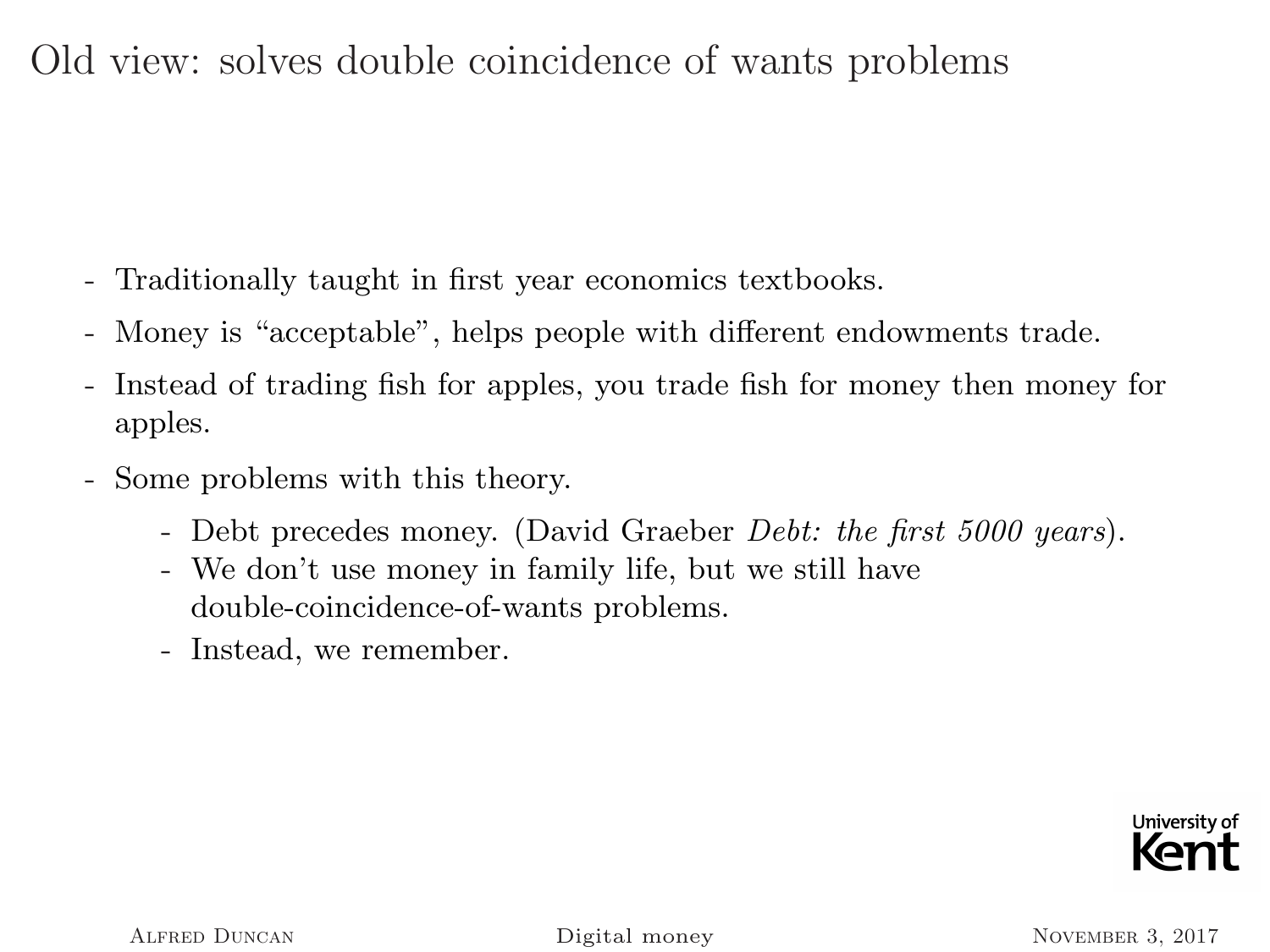# Old view: solves double coincidence of wants problems

- Traditionally taught in first year economics textbooks.
- Money is “acceptable”, helps people with different endowments trade.
- Instead of trading fish for apples, you trade fish for money then money for apples.
- Some problems with this theory.
  - Debt precedes money. (David Graeber *Debt: the first 5000 years*).
  - We don’t use money in family life, but we still have double-coincidence-of-wants problems.
  - Instead, we remember.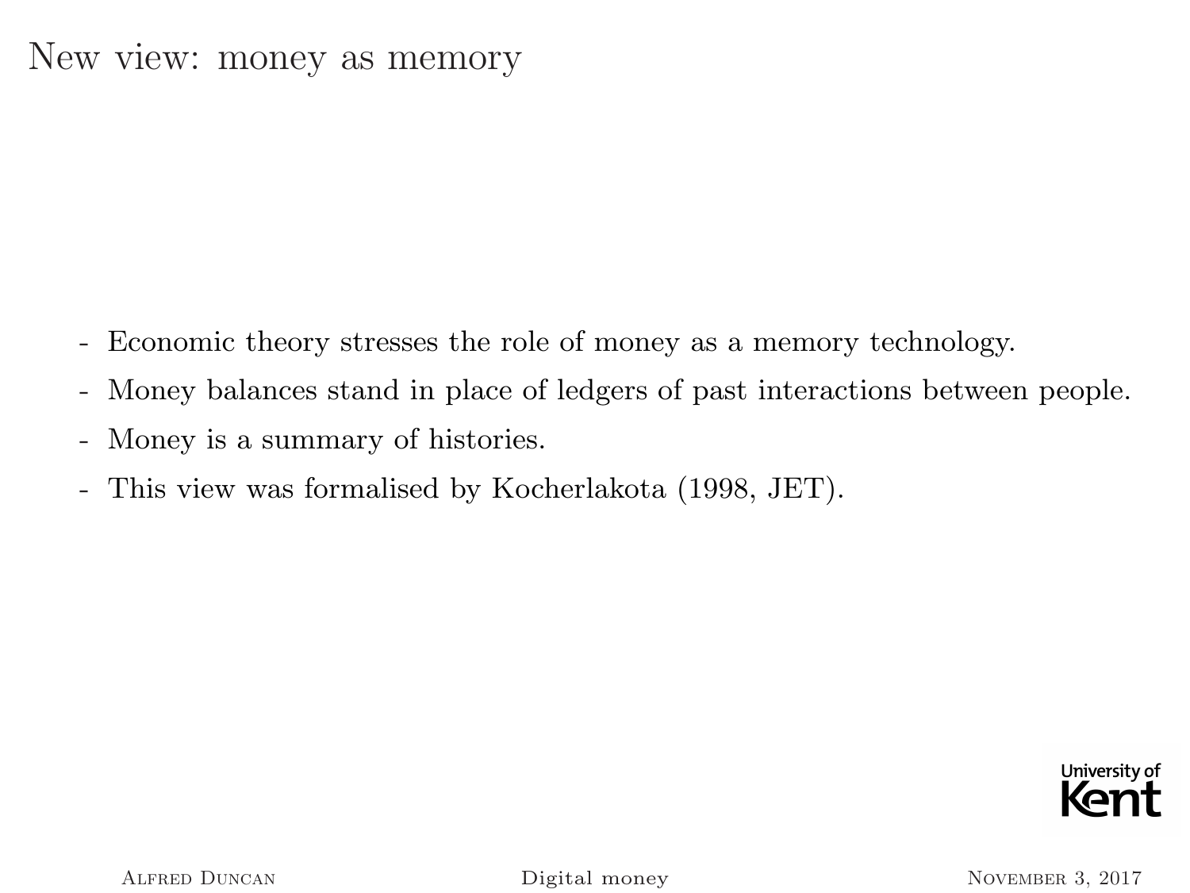# New view: money as memory

- Economic theory stresses the role of money as a memory technology.
- Money balances stand in place of ledgers of past interactions between people.
- Money is a summary of histories.
- This view was formalised by Kocherlakota (1998, JET).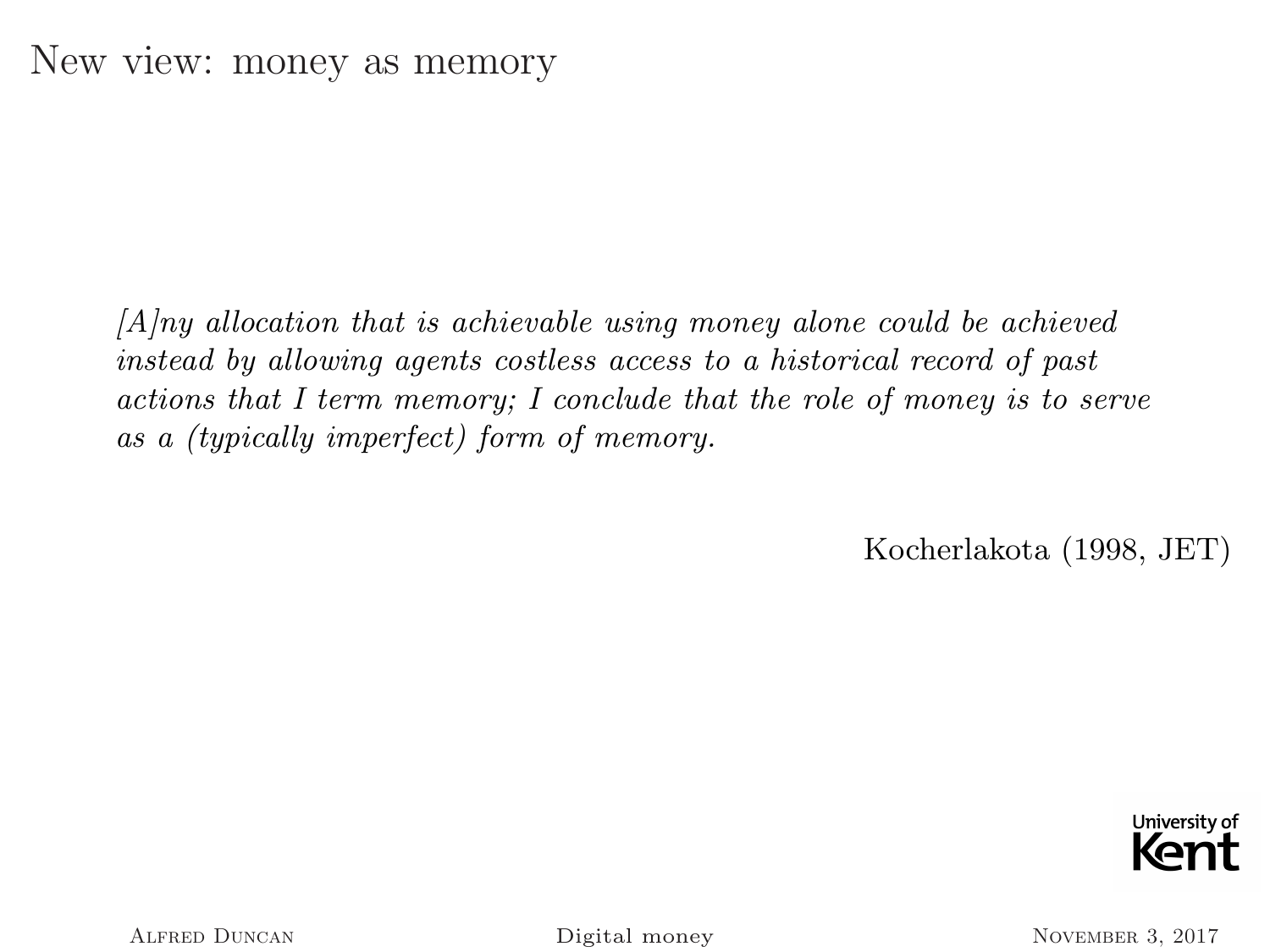# New view: money as memory

> *[A]ny allocation that is achievable using money alone could be achieved instead by allowing agents costless access to a historical record of past actions that I term memory; I conclude that the role of money is to serve as a (typically imperfect) form of memory.*

Kocherlakota (1998, JET)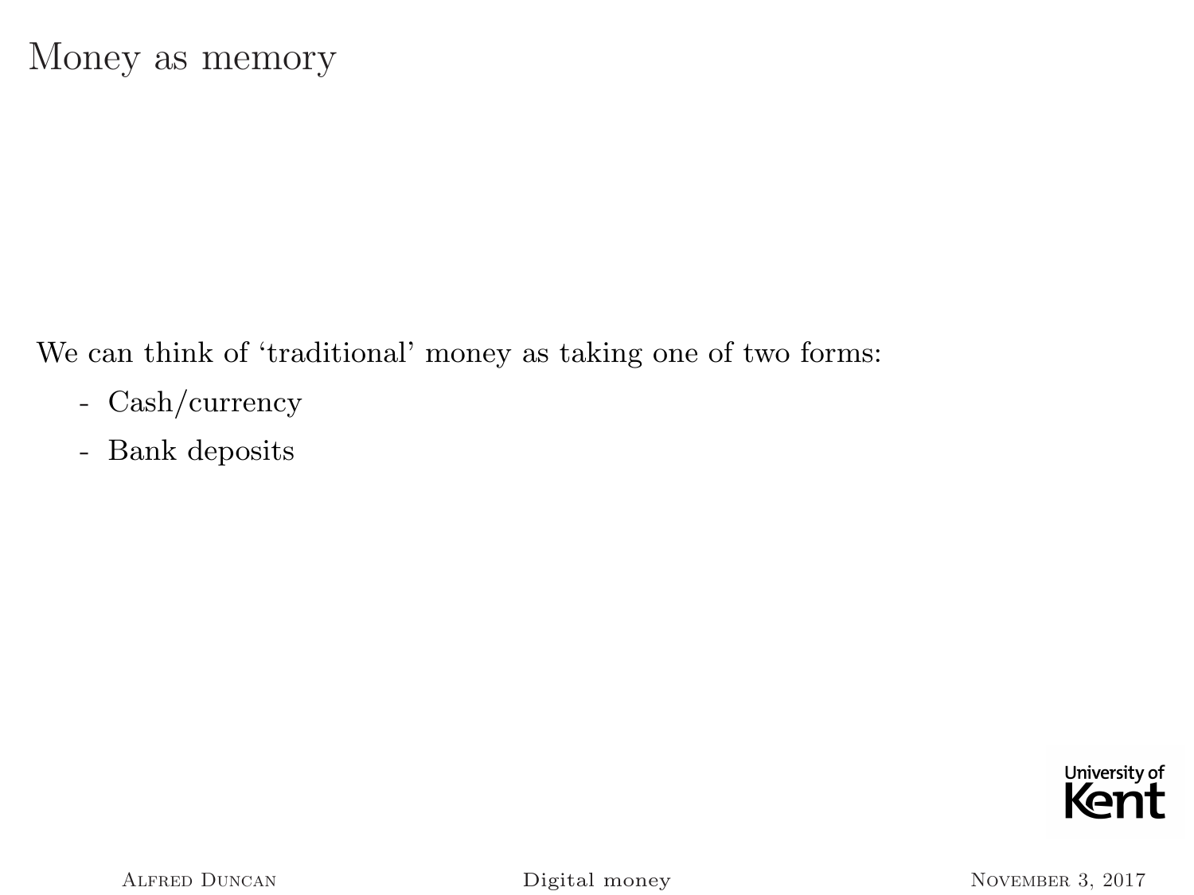# Money as memory

We can think of 'traditional' money as taking one of two forms:

- Cash/currency
- Bank deposits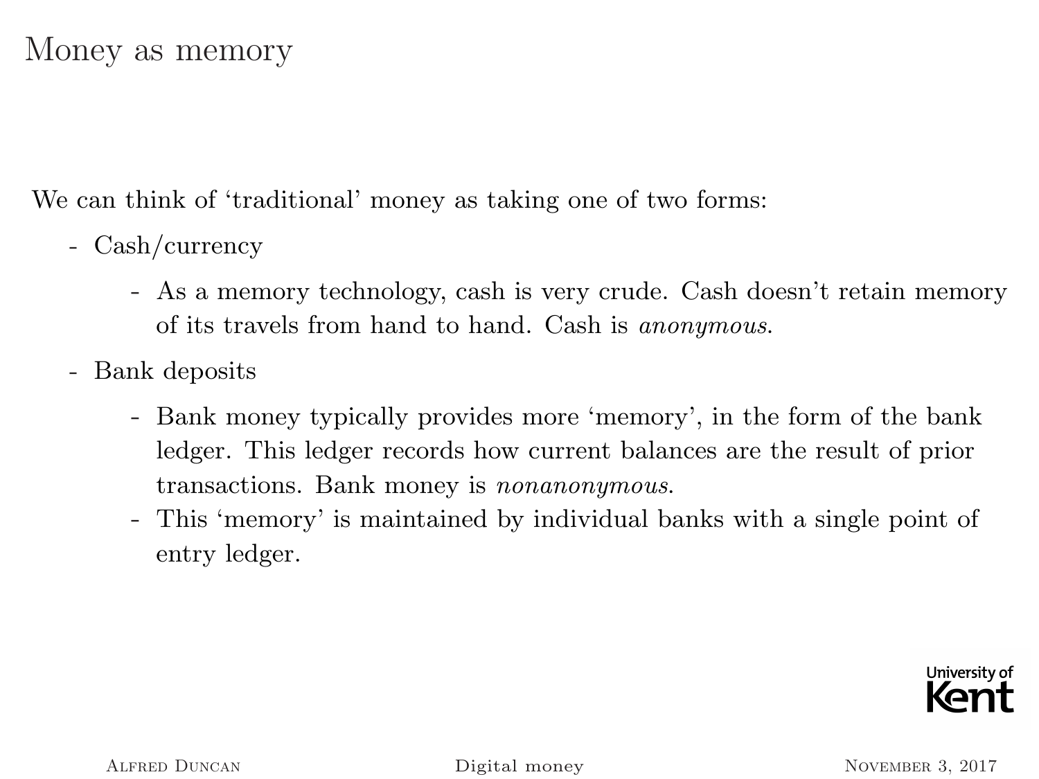# Money as memory

We can think of 'traditional' money as taking one of two forms:

- Cash/currency
    - As a memory technology, cash is very crude. Cash doesn't retain memory of its travels from hand to hand. Cash is *anonymous*.
- Bank deposits
    - Bank money typically provides more 'memory', in the form of the bank ledger. This ledger records how current balances are the result of prior transactions. Bank money is *nonanonymous*.
    - This 'memory' is maintained by individual banks with a single point of entry ledger.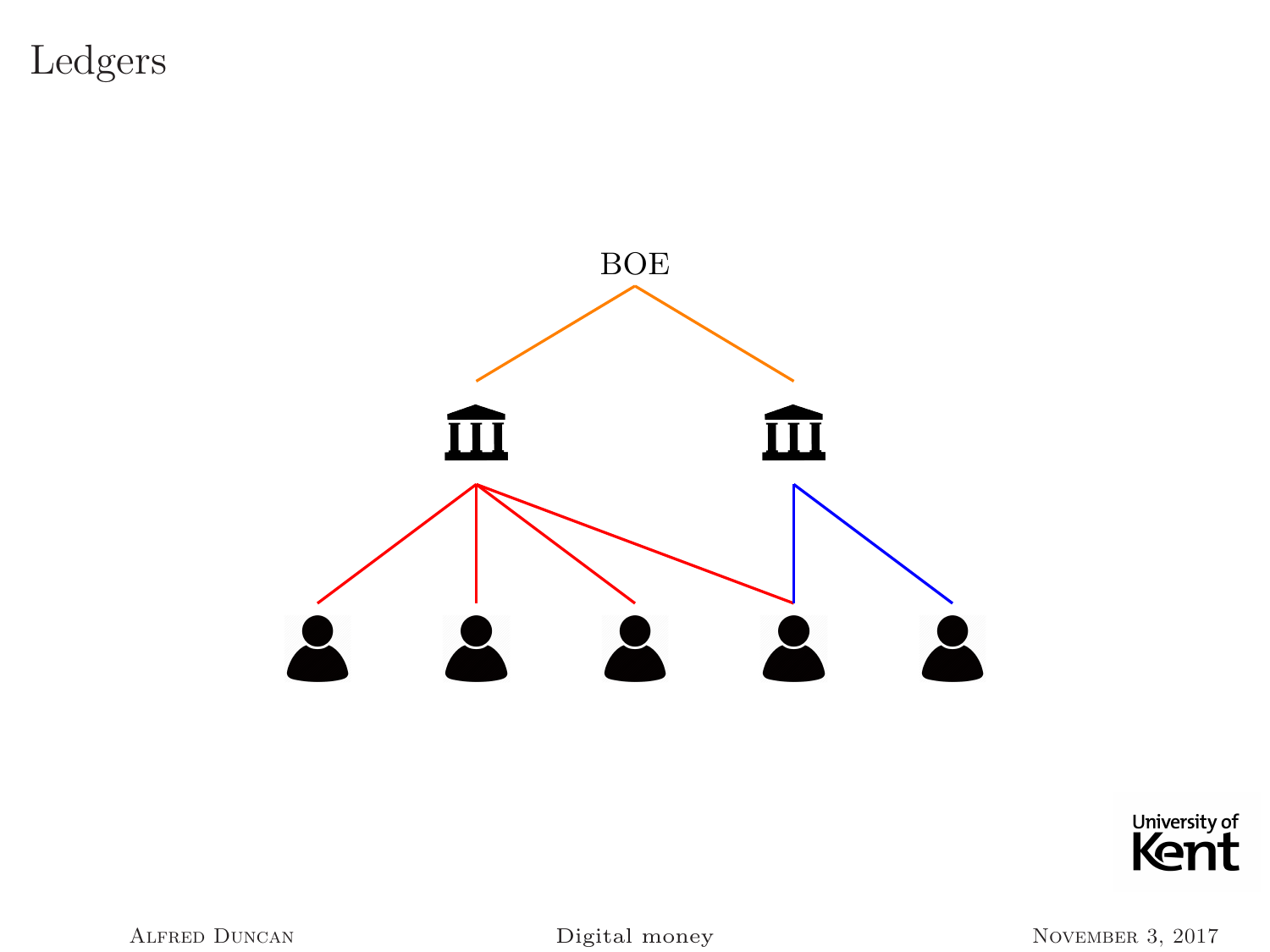# Ledgers

BOE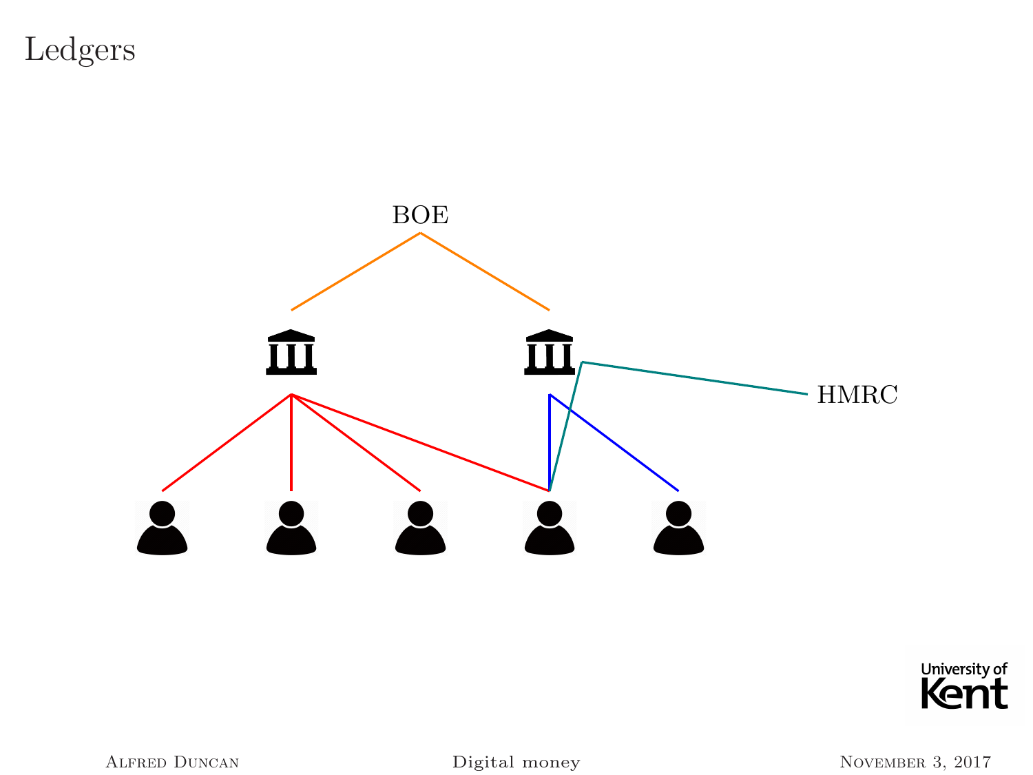# Ledgers

BOE

HMRC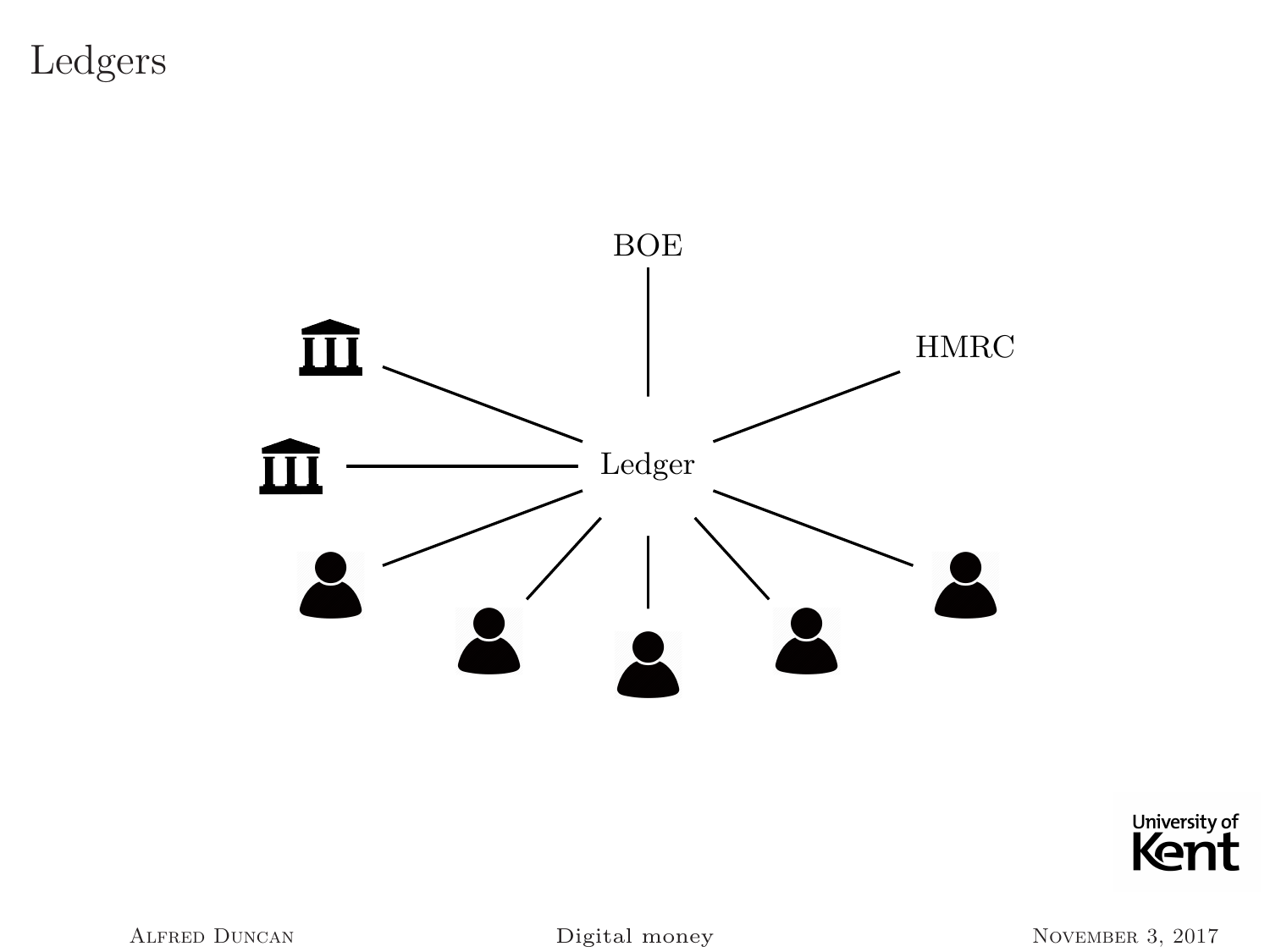# Ledgers

BOE

HMRC

Ledger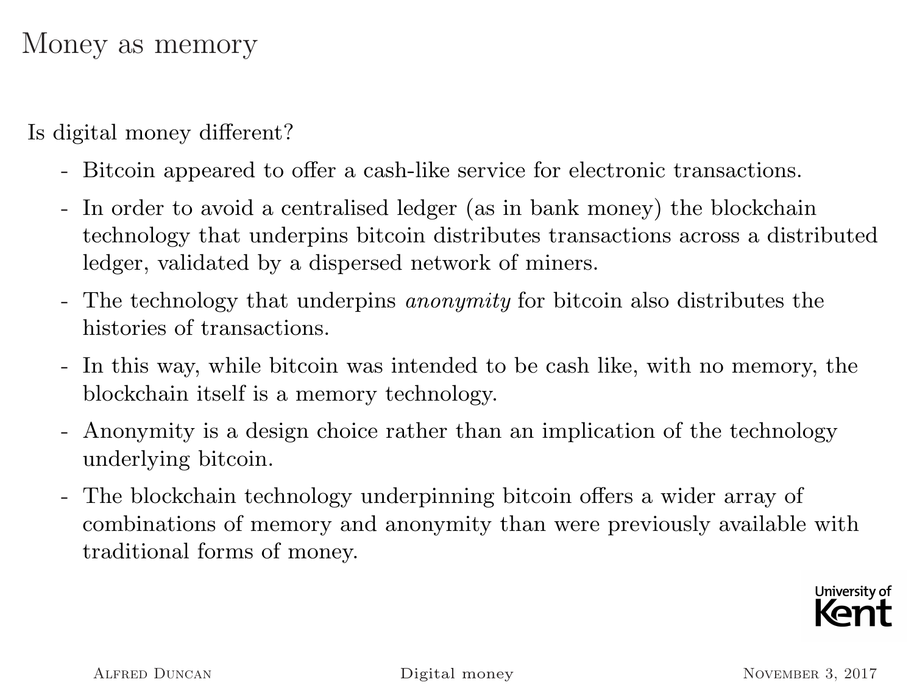# Money as memory

Is digital money different?

- Bitcoin appeared to offer a cash-like service for electronic transactions.
- In order to avoid a centralised ledger (as in bank money) the blockchain technology that underpins bitcoin distributes transactions across a distributed ledger, validated by a dispersed network of miners.
- The technology that underpins *anonymity* for bitcoin also distributes the histories of transactions.
- In this way, while bitcoin was intended to be cash like, with no memory, the blockchain itself is a memory technology.
- Anonymity is a design choice rather than an implication of the technology underlying bitcoin.
- The blockchain technology underpinning bitcoin offers a wider array of combinations of memory and anonymity than were previously available with traditional forms of money.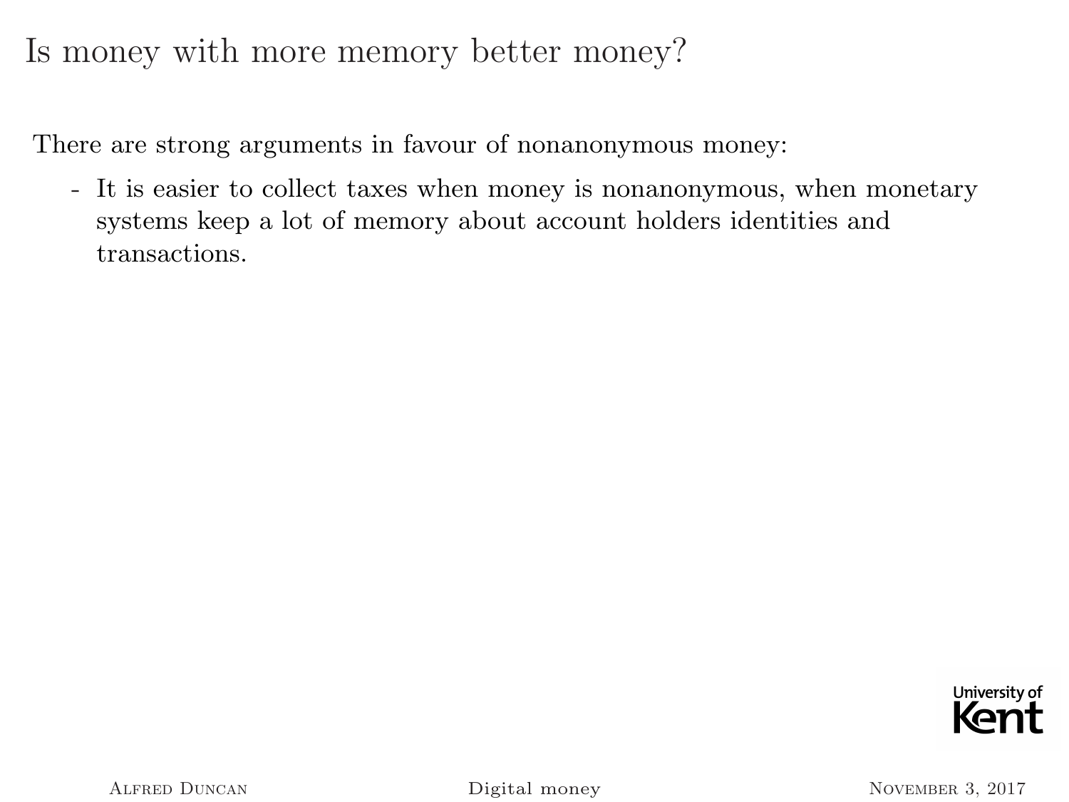# Is money with more memory better money?

There are strong arguments in favour of nonanonymous money:

- It is easier to collect taxes when money is nonanonymous, when monetary systems keep a lot of memory about account holders identities and transactions.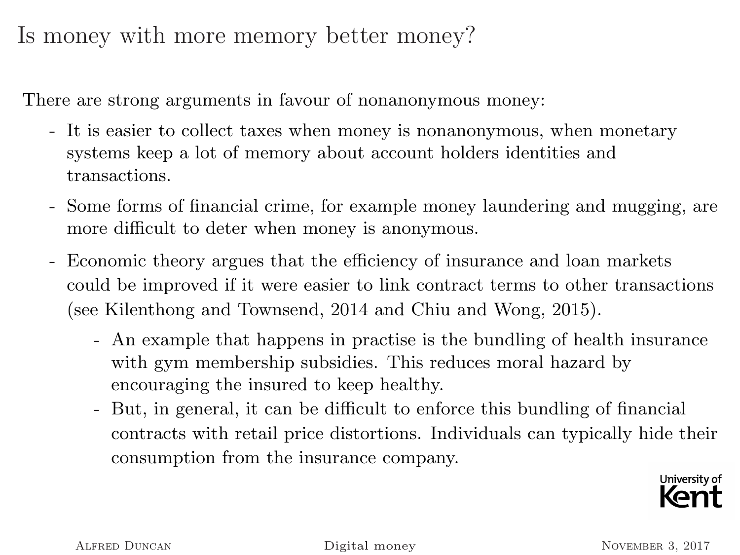# Is money with more memory better money?

There are strong arguments in favour of nonanonymous money:

- It is easier to collect taxes when money is nonanonymous, when monetary systems keep a lot of memory about account holders identities and transactions.
- Some forms of financial crime, for example money laundering and mugging, are more difficult to deter when money is anonymous.
- Economic theory argues that the efficiency of insurance and loan markets could be improved if it were easier to link contract terms to other transactions (see Kilenthong and Townsend, 2014 and Chiu and Wong, 2015).
  - An example that happens in practise is the bundling of health insurance with gym membership subsidies. This reduces moral hazard by encouraging the insured to keep healthy.
  - But, in general, it can be difficult to enforce this bundling of financial contracts with retail price distortions. Individuals can typically hide their consumption from the insurance company.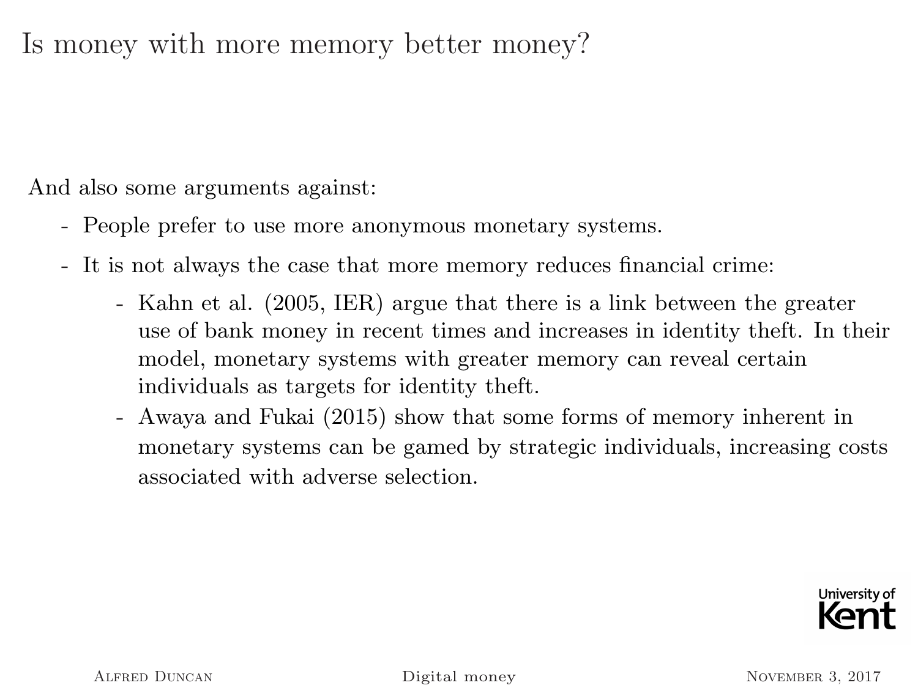# Is money with more memory better money?

And also some arguments against:

- People prefer to use more anonymous monetary systems.
- It is not always the case that more memory reduces financial crime:
  - Kahn et al. (2005, IER) argue that there is a link between the greater use of bank money in recent times and increases in identity theft. In their model, monetary systems with greater memory can reveal certain individuals as targets for identity theft.
  - Awaya and Fukai (2015) show that some forms of memory inherent in monetary systems can be gamed by strategic individuals, increasing costs associated with adverse selection.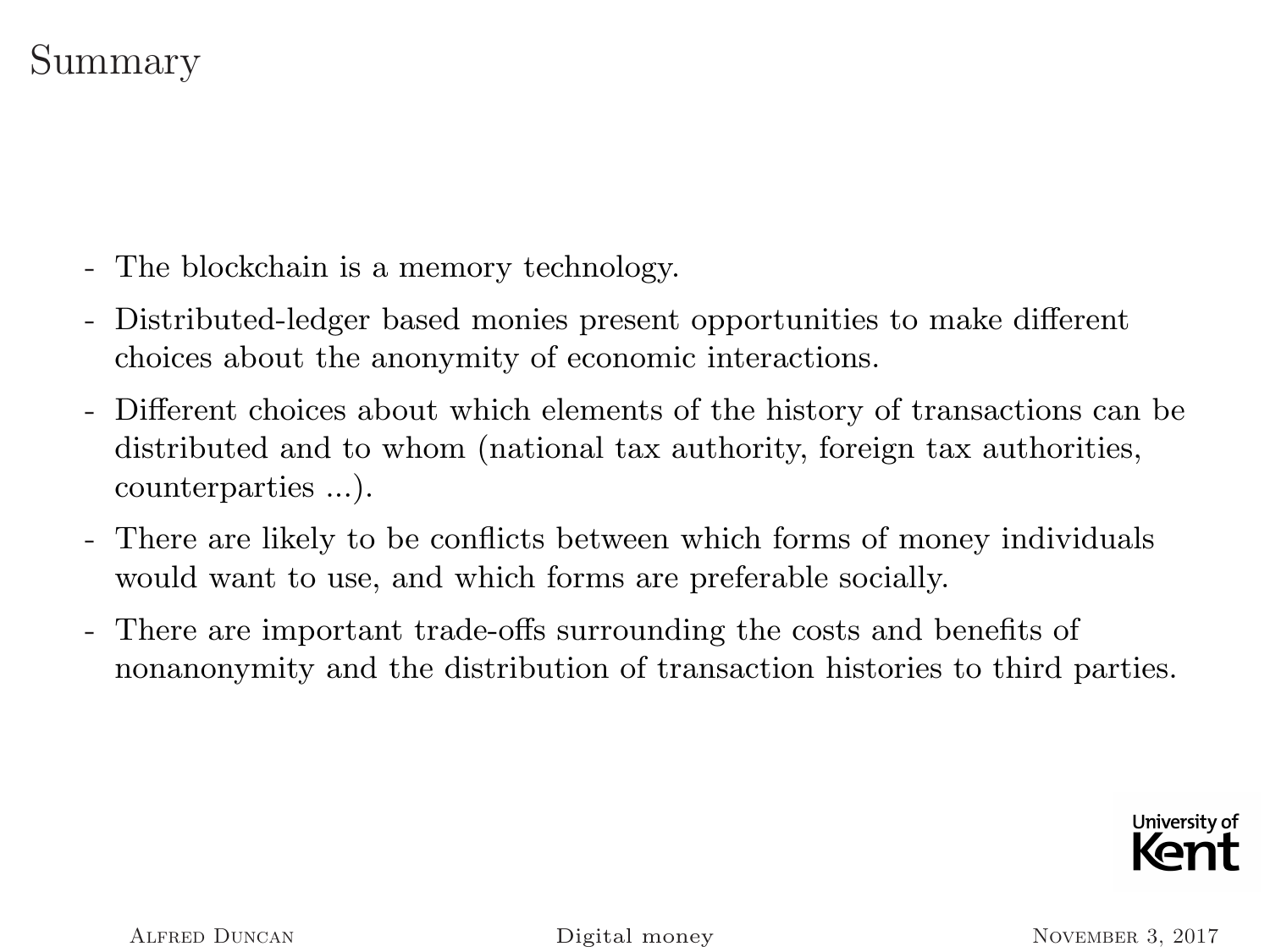# Summary

- The blockchain is a memory technology.
- Distributed-ledger based monies present opportunities to make different choices about the anonymity of economic interactions.
- Different choices about which elements of the history of transactions can be distributed and to whom (national tax authority, foreign tax authorities, counterparties ...).
- There are likely to be conflicts between which forms of money individuals would want to use, and which forms are preferable socially.
- There are important trade-offs surrounding the costs and benefits of nonanonymity and the distribution of transaction histories to third parties.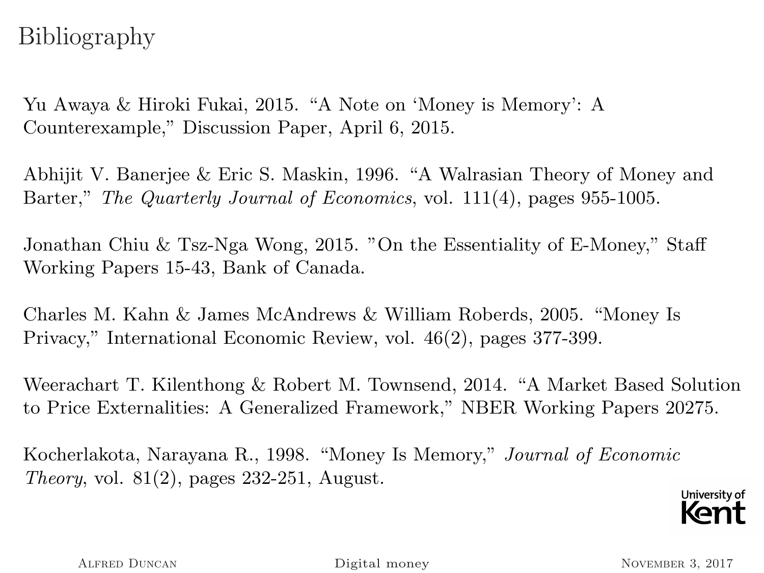# Bibliography

Yu Awaya & Hiroki Fukai, 2015. "A Note on 'Money is Memory': A Counterexample," Discussion Paper, April 6, 2015.

Abhijit V. Banerjee & Eric S. Maskin, 1996. "A Walrasian Theory of Money and Barter," *The Quarterly Journal of Economics*, vol. 111(4), pages 955-1005.

Jonathan Chiu & Tsz-Nga Wong, 2015. "On the Essentiality of E-Money," Staff Working Papers 15-43, Bank of Canada.

Charles M. Kahn & James McAndrews & William Roberds, 2005. "Money Is Privacy," International Economic Review, vol. 46(2), pages 377-399.

Weerachart T. Kilenthong & Robert M. Townsend, 2014. "A Market Based Solution to Price Externalities: A Generalized Framework," NBER Working Papers 20275.

Kocherlakota, Narayana R., 1998. "Money Is Memory," *Journal of Economic Theory*, vol. 81(2), pages 232-251, August.